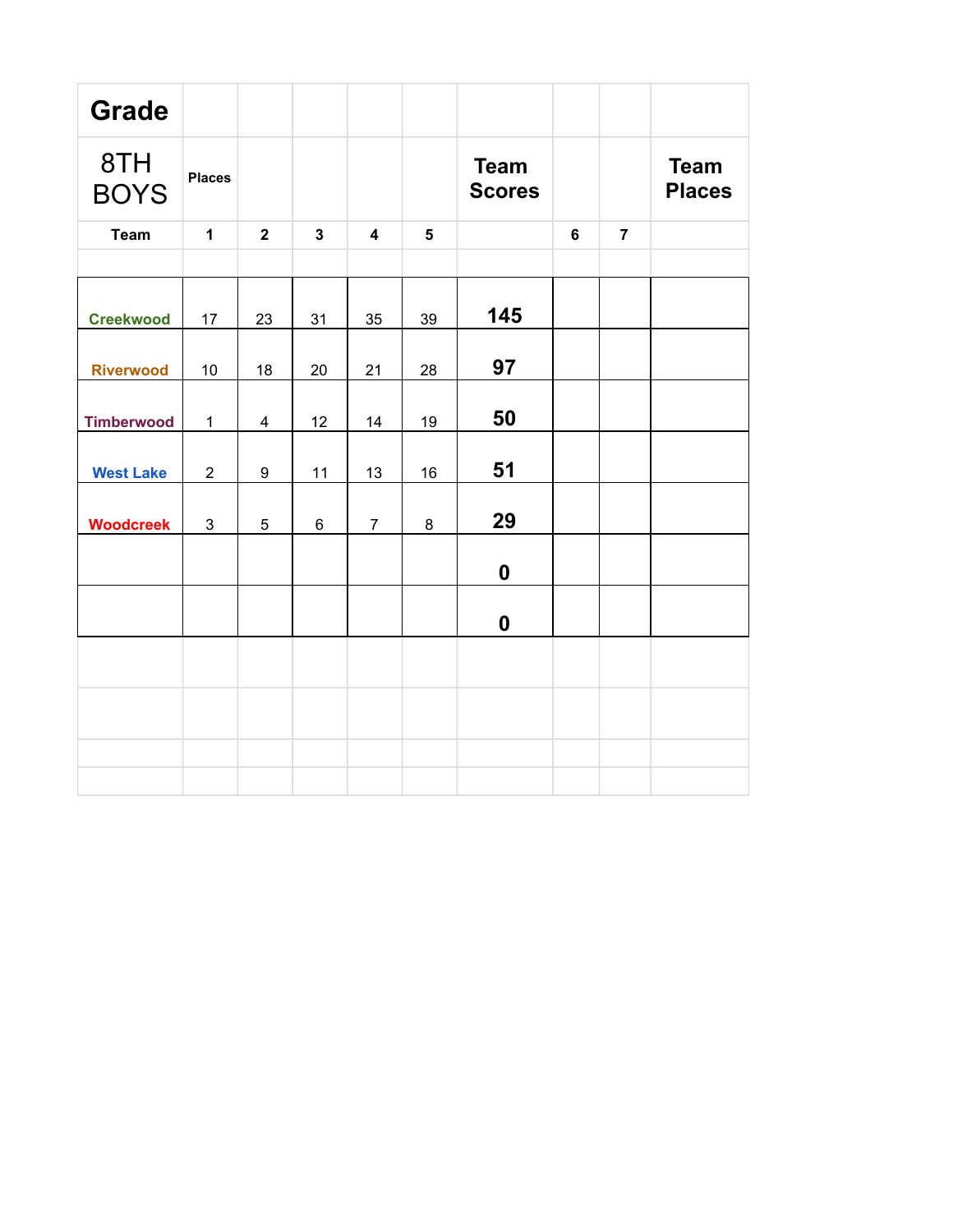| Grade | | | | | | | | | |
|---|---|---|---|---|---|---|---|---|---|
| 8TH BOYS | Places | | | | | Team Scores | | | Team Places |
| Team | 1 | 2 | 3 | 4 | 5 | | 6 | 7 | |
| | | | | | | | | | |
| Creekwood | 17 | 23 | 31 | 35 | 39 | 145 | | | |
| Riverwood | 10 | 18 | 20 | 21 | 28 | 97 | | | |
| Timberwood | 1 | 4 | 12 | 14 | 19 | 50 | | | |
| West Lake | 2 | 9 | 11 | 13 | 16 | 51 | | | |
| Woodcreek | 3 | 5 | 6 | 7 | 8 | 29 | | | |
| | | | | | | 0 | | | |
| | | | | | | 0 | | | |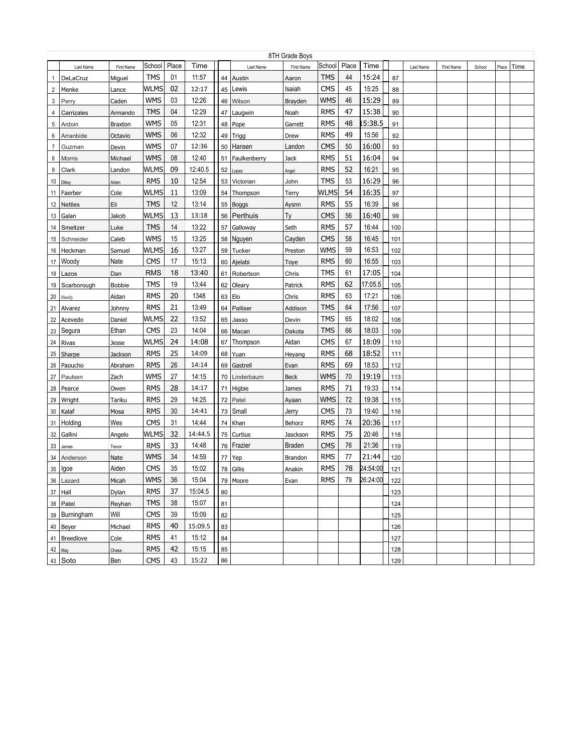| 8TH Grade Boys | | | | | | | | | | | | | | | | | | | | |
|---|---|---|---|---|---|---|---|---|---|---|---|---|---|---|---|---|---|---|---|---|
| | Last Name | First Name | School | Place | Time | | | Last Name | First Name | School | Place | Time | | | Last Name | First Name | School | Place | Time |
| 1 | DeLaCruz | Miguel | TMS | 01 | 11:57 | | 44 | Austin | Aaron | TMS | 44 | 15:24 | | 87 | | | | | |
| 2 | Menke | Lance | WLMS | 02 | 12:17 | | 45 | Lewis | Isaiah | CMS | 45 | 15:25 | | 88 | | | | | |
| 3 | Perry | Caden | WMS | 03 | 12:26 | | 46 | Wilson | Brayden | WMS | 46 | 15:29 | | 89 | | | | | |
| 4 | Carrizales | Armando | TMS | 04 | 12:29 | | 47 | Laugwin | Noah | RMS | 47 | 15:38 | | 90 | | | | | |
| 5 | Ardoin | Braxton | WMS | 05 | 12:31 | | 48 | Pope | Garrett | RMS | 48 | 15:38.5 | | 91 | | | | | |
| 6 | Arranbide | Octavio | WMS | 06 | 12:32 | | 49 | Trigg | Drew | RMS | 49 | 15:56 | | 92 | | | | | |
| 7 | Guzman | Devin | WMS | 07 | 12:36 | | 50 | Hansen | Landon | CMS | 50 | 16:00 | | 93 | | | | | |
| 8 | Morris | Michael | WMS | 08 | 12:40 | | 51 | Faulkenberry | Jack | RMS | 51 | 16:04 | | 94 | | | | | |
| 9 | Clark | Landon | WLMS | 09 | 12:40.5 | | 52 | Lopez | Angel | RMS | 52 | 16:21 | | 95 | | | | | |
| 10 | Dilley | Aiden | RMS | 10 | 12:54 | | 53 | Victorian | John | TMS | 53 | 16:29 | | 96 | | | | | |
| 11 | Faerber | Cole | WLMS | 11 | 13:09 | | 54 | Thompson | Terry | WLMS | 54 | 16:35 | | 97 | | | | | |
| 12 | Nettles | Eli | TMS | 12 | 13:14 | | 55 | Boggs | Aysnn | RMS | 55 | 16:39 | | 98 | | | | | |
| 13 | Galan | Jakob | WLMS | 13 | 13:18 | | 56 | Perthuis | Ty | CMS | 56 | 16:40 | | 99 | | | | | |
| 14 | Smeltzer | Luke | TMS | 14 | 13:22 | | 57 | Galloway | Seth | RMS | 57 | 16:44 | | 100 | | | | | |
| 15 | Schneider | Caleb | WMS | 15 | 13:25 | | 58 | Nguyen | Cayden | CMS | 58 | 16:45 | | 101 | | | | | |
| 16 | Heckman | Samuel | WLMS | 16 | 13:27 | | 59 | Tucker | Preston | WMS | 59 | 16:53 | | 102 | | | | | |
| 17 | Woody | Nate | CMS | 17 | 15:13 | | 60 | Ajelabi | Toye | RMS | 60 | 16:55 | | 103 | | | | | |
| 18 | Lazos | Dan | RMS | 18 | 13:40 | | 61 | Robertson | Chris | TMS | 61 | 17:05 | | 104 | | | | | |
| 19 | Scarborough | Bobbie | TMS | 19 | 13:44 | | 62 | Oleary | Patrick | RMS | 62 | 17:05.5 | | 105 | | | | | |
| 20 | Hardy | Aidan | RMS | 20 | 1348 | | 63 | Elo | Chris | RMS | 63 | 17:21 | | 106 | | | | | |
| 21 | Alvarez | Johnny | RMS | 21 | 13:49 | | 64 | Palliser | Addison | TMS | 64 | 17:56 | | 107 | | | | | |
| 22 | Acevedo | Daniel | WLMS | 22 | 13:52 | | 65 | Jasso | Devin | TMS | 65 | 18:02 | | 108 | | | | | |
| 23 | Segura | Ethan | CMS | 23 | 14:04 | | 66 | Macan | Dakota | TMS | 66 | 18:03 | | 109 | | | | | |
| 24 | Rivas | Jesse | WLMS | 24 | 14:08 | | 67 | Thompson | Aidan | CMS | 67 | 18:09 | | 110 | | | | | |
| 25 | Sharpe | Jackson | RMS | 25 | 14:09 | | 68 | Yuan | Heyang | RMS | 68 | 18:52 | | 111 | | | | | |
| 26 | Paoucho | Abraham | RMS | 26 | 14:14 | | 69 | Gastrell | Evan | RMS | 69 | 18:53 | | 112 | | | | | |
| 27 | Paulsen | Zach | WMS | 27 | 14:15 | | 70 | Linderbaum | Beck | WMS | 70 | 19:19 | | 113 | | | | | |
| 28 | Pearce | Owen | RMS | 28 | 14:17 | | 71 | Higbie | James | RMS | 71 | 19:33 | | 114 | | | | | |
| 29 | Wright | Tariku | RMS | 29 | 14:25 | | 72 | Patel | Ayaan | WMS | 72 | 19:38 | | 115 | | | | | |
| 30 | Kalaf | Mosa | RMS | 30 | 14:41 | | 73 | Small | Jerry | CMS | 73 | 19:40 | | 116 | | | | | |
| 31 | Holding | Wes | CMS | 31 | 14:44 | | 74 | Khan | Behorz | RMS | 74 | 20:36 | | 117 | | | | | |
| 32 | Gallini | Angelo | WLMS | 32 | 14:44.5 | | 75 | Curtius | Jasckson | RMS | 75 | 20:46 | | 118 | | | | | |
| 33 | James | Trevor | RMS | 33 | 14:48 | | 76 | Frazier | Braden | CMS | 76 | 21:36 | | 119 | | | | | |
| 34 | Anderson | Nate | WMS | 34 | 14:59 | | 77 | Yep | Brandon | RMS | 77 | 21:44 | | 120 | | | | | |
| 35 | Igoe | Aiden | CMS | 35 | 15:02 | | 78 | Gillis | Anakin | RMS | 78 | 24:54:00 | | 121 | | | | | |
| 36 | Lazard | Micah | WMS | 36 | 15:04 | | 79 | Moore | Evan | RMS | 79 | 26:24:00 | | 122 | | | | | |
| 37 | Hall | Dylan | RMS | 37 | 15:04.5 | | 80 | | | | | | | 123 | | | | | |
| 38 | Patel | Reyhan | TMS | 38 | 15:07 | | 81 | | | | | | | 124 | | | | | |
| 39 | Burningham | Will | CMS | 39 | 15:09 | | 82 | | | | | | | 125 | | | | | |
| 40 | Beyer | Michael | RMS | 40 | 15:09.5 | | 83 | | | | | | | 126 | | | | | |
| 41 | Breedlove | Cole | RMS | 41 | 15:12 | | 84 | | | | | | | 127 | | | | | |
| 42 | May | Chase | RMS | 42 | 15:15 | | 85 | | | | | | | 128 | | | | | |
| 43 | Soto | Ben | CMS | 43 | 15:22 | | 86 | | | | | | | 129 | | | | | |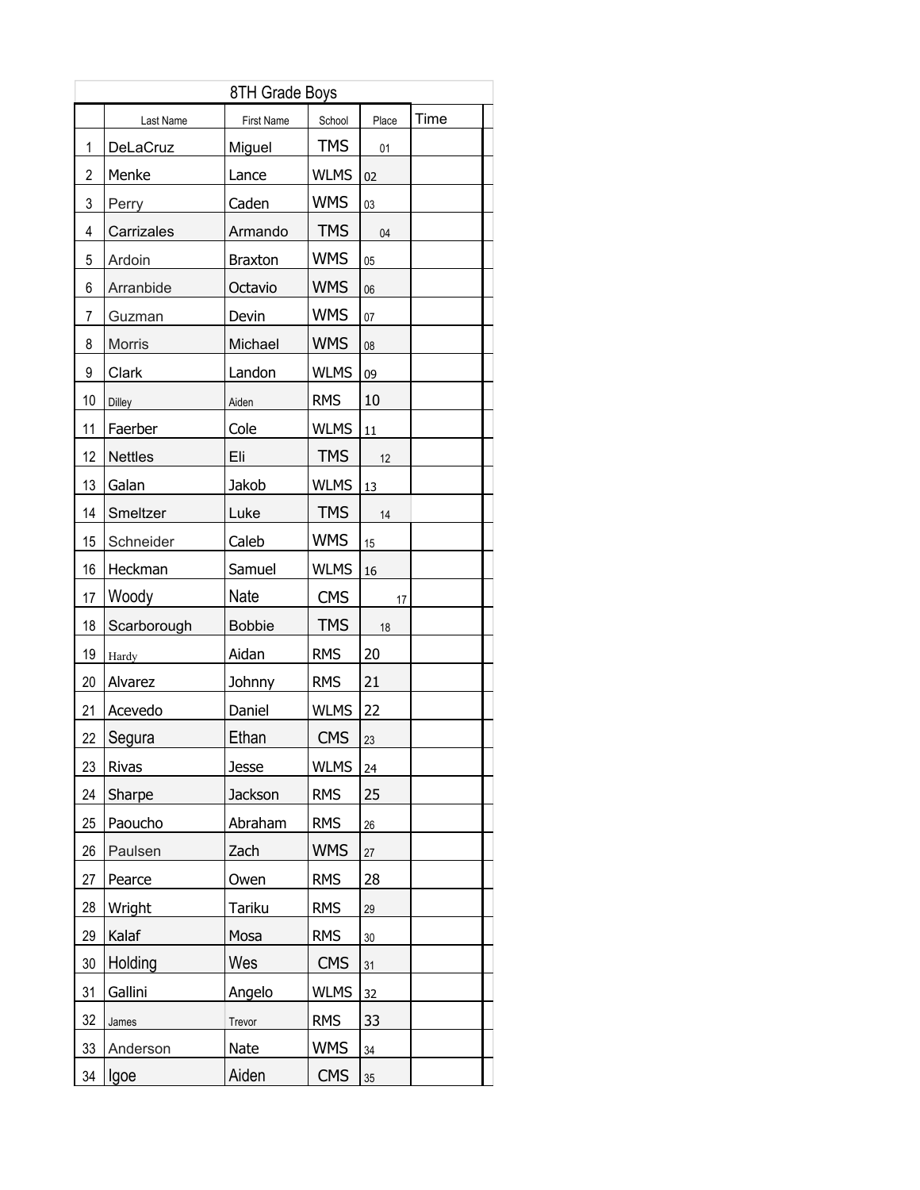| 8TH Grade Boys | | | | | |
|---|---|---|---|---|---|
| | Last Name | First Name | School | Place | Time |
| 1 | DeLaCruz | Miguel | TMS | 01 | |
| 2 | Menke | Lance | WLMS | 02 | |
| 3 | Perry | Caden | WMS | 03 | |
| 4 | Carrizales | Armando | TMS | 04 | |
| 5 | Ardoin | Braxton | WMS | 05 | |
| 6 | Arranbide | Octavio | WMS | 06 | |
| 7 | Guzman | Devin | WMS | 07 | |
| 8 | Morris | Michael | WMS | 08 | |
| 9 | Clark | Landon | WLMS | 09 | |
| 10 | Dilley | Aiden | RMS | 10 | |
| 11 | Faerber | Cole | WLMS | 11 | |
| 12 | Nettles | Eli | TMS | 12 | |
| 13 | Galan | Jakob | WLMS | 13 | |
| 14 | Smeltzer | Luke | TMS | 14 | |
| 15 | Schneider | Caleb | WMS | 15 | |
| 16 | Heckman | Samuel | WLMS | 16 | |
| 17 | Woody | Nate | CMS | 17 | |
| 18 | Scarborough | Bobbie | TMS | 18 | |
| 19 | Hardy | Aidan | RMS | 20 | |
| 20 | Alvarez | Johnny | RMS | 21 | |
| 21 | Acevedo | Daniel | WLMS | 22 | |
| 22 | Segura | Ethan | CMS | 23 | |
| 23 | Rivas | Jesse | WLMS | 24 | |
| 24 | Sharpe | Jackson | RMS | 25 | |
| 25 | Paoucho | Abraham | RMS | 26 | |
| 26 | Paulsen | Zach | WMS | 27 | |
| 27 | Pearce | Owen | RMS | 28 | |
| 28 | Wright | Tariku | RMS | 29 | |
| 29 | Kalaf | Mosa | RMS | 30 | |
| 30 | Holding | Wes | CMS | 31 | |
| 31 | Gallini | Angelo | WLMS | 32 | |
| 32 | James | Trevor | RMS | 33 | |
| 33 | Anderson | Nate | WMS | 34 | |
| 34 | Igoe | Aiden | CMS | 35 | |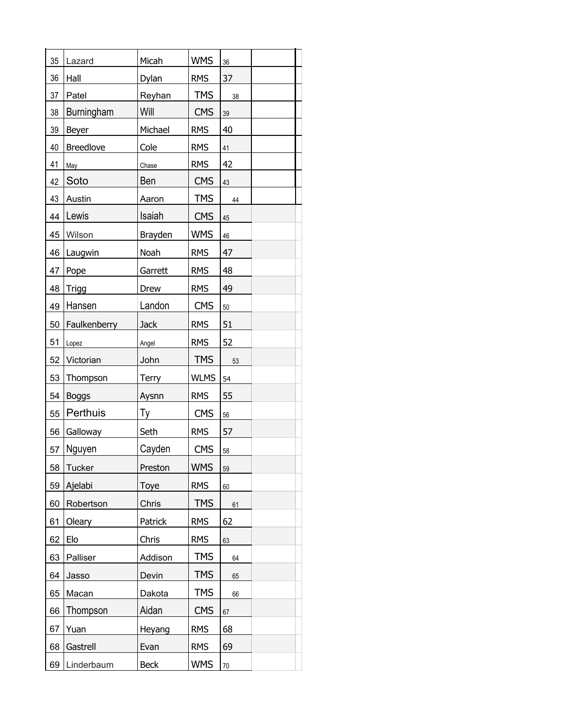| | | | | | |
|---|---|---|---|---|---|
| 35 | Lazard | Micah | WMS | 36 | |
| 36 | Hall | Dylan | RMS | 37 | |
| 37 | Patel | Reyhan | TMS | 38 | |
| 38 | Burningham | Will | CMS | 39 | |
| 39 | Beyer | Michael | RMS | 40 | |
| 40 | Breedlove | Cole | RMS | 41 | |
| 41 | May | Chase | RMS | 42 | |
| 42 | Soto | Ben | CMS | 43 | |
| 43 | Austin | Aaron | TMS | 44 | |
| 44 | Lewis | Isaiah | CMS | 45 | |
| 45 | Wilson | Brayden | WMS | 46 | |
| 46 | Laugwin | Noah | RMS | 47 | |
| 47 | Pope | Garrett | RMS | 48 | |
| 48 | Trigg | Drew | RMS | 49 | |
| 49 | Hansen | Landon | CMS | 50 | |
| 50 | Faulkenberry | Jack | RMS | 51 | |
| 51 | Lopez | Angel | RMS | 52 | |
| 52 | Victorian | John | TMS | 53 | |
| 53 | Thompson | Terry | WLMS | 54 | |
| 54 | Boggs | Aysnn | RMS | 55 | |
| 55 | Perthuis | Ty | CMS | 56 | |
| 56 | Galloway | Seth | RMS | 57 | |
| 57 | Nguyen | Cayden | CMS | 58 | |
| 58 | Tucker | Preston | WMS | 59 | |
| 59 | Ajelabi | Toye | RMS | 60 | |
| 60 | Robertson | Chris | TMS | 61 | |
| 61 | Oleary | Patrick | RMS | 62 | |
| 62 | Elo | Chris | RMS | 63 | |
| 63 | Palliser | Addison | TMS | 64 | |
| 64 | Jasso | Devin | TMS | 65 | |
| 65 | Macan | Dakota | TMS | 66 | |
| 66 | Thompson | Aidan | CMS | 67 | |
| 67 | Yuan | Heyang | RMS | 68 | |
| 68 | Gastrell | Evan | RMS | 69 | |
| 69 | Linderbaum | Beck | WMS | 70 | |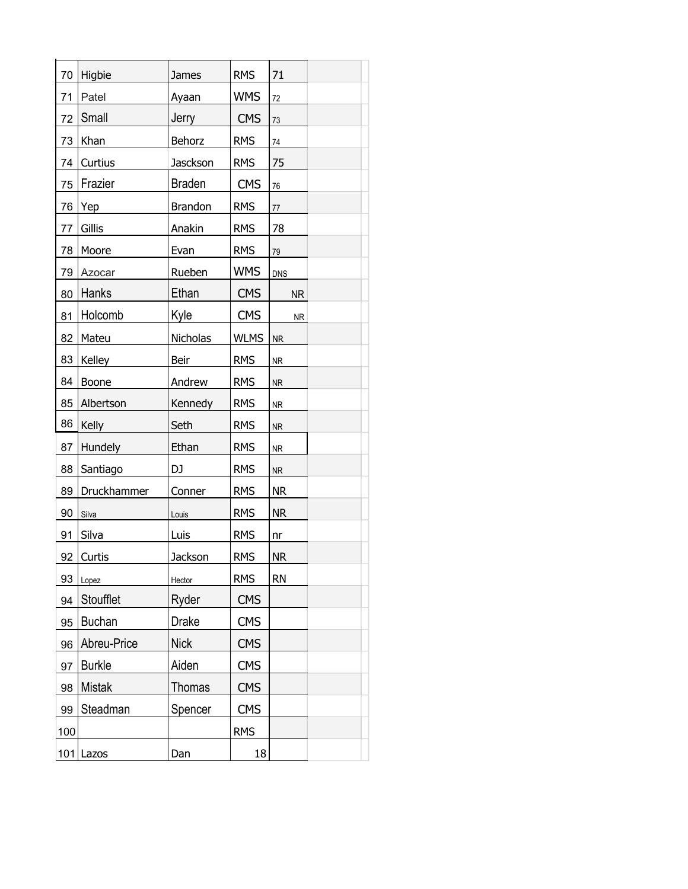| | | | | | |
|---|---|---|---|---|---|
| 70 | Higbie | James | RMS | 71 | |
| 71 | Patel | Ayaan | WMS | 72 | |
| 72 | Small | Jerry | CMS | 73 | |
| 73 | Khan | Behorz | RMS | 74 | |
| 74 | Curtius | Jasckson | RMS | 75 | |
| 75 | Frazier | Braden | CMS | 76 | |
| 76 | Yep | Brandon | RMS | 77 | |
| 77 | Gillis | Anakin | RMS | 78 | |
| 78 | Moore | Evan | RMS | 79 | |
| 79 | Azocar | Rueben | WMS | DNS | |
| 80 | Hanks | Ethan | CMS | NR | |
| 81 | Holcomb | Kyle | CMS | NR | |
| 82 | Mateu | Nicholas | WLMS | NR | |
| 83 | Kelley | Beir | RMS | NR | |
| 84 | Boone | Andrew | RMS | NR | |
| 85 | Albertson | Kennedy | RMS | NR | |
| 86 | Kelly | Seth | RMS | NR | |
| 87 | Hundely | Ethan | RMS | NR | |
| 88 | Santiago | DJ | RMS | NR | |
| 89 | Druckhammer | Conner | RMS | NR | |
| 90 | Silva | Louis | RMS | NR | |
| 91 | Silva | Luis | RMS | nr | |
| 92 | Curtis | Jackson | RMS | NR | |
| 93 | Lopez | Hector | RMS | RN | |
| 94 | Stoufflet | Ryder | CMS | | |
| 95 | Buchan | Drake | CMS | | |
| 96 | Abreu-Price | Nick | CMS | | |
| 97 | Burkle | Aiden | CMS | | |
| 98 | Mistak | Thomas | CMS | | |
| 99 | Steadman | Spencer | CMS | | |
| 100 | | | RMS | | |
| 101 | Lazos | Dan | 18 | | |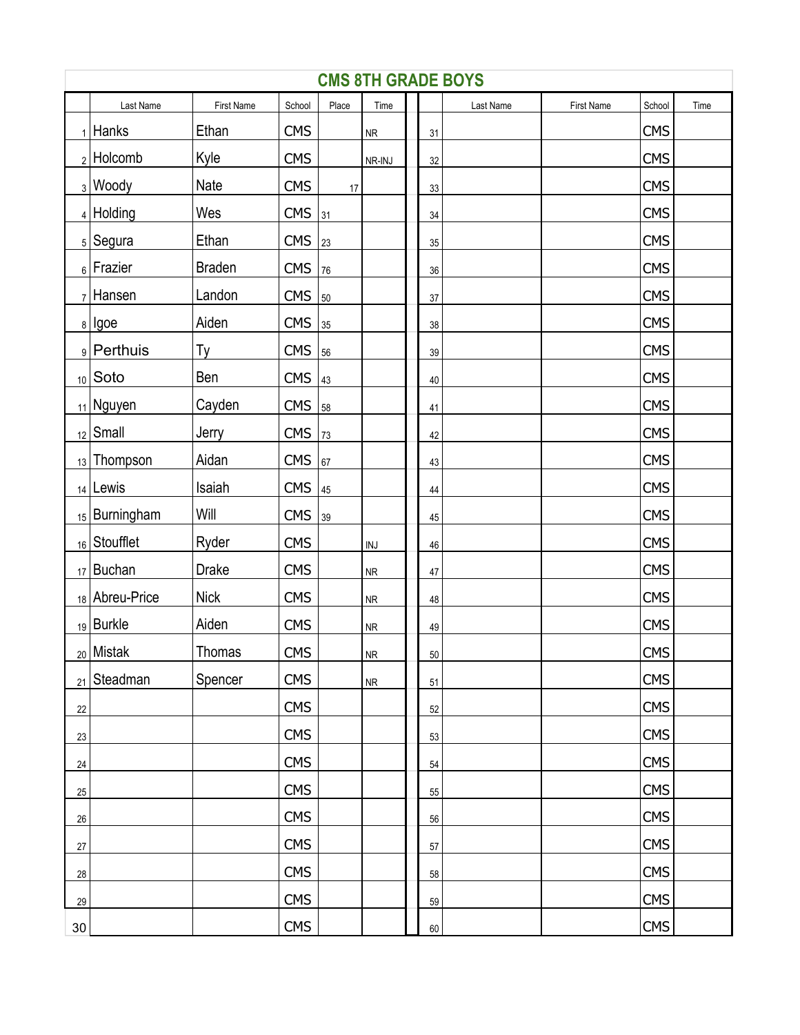## CMS 8TH GRADE BOYS

| | Last Name | First Name | School | Place | Time | | Last Name | First Name | School | Time |
|---|---|---|---|---|---|---|---|---|---|---|
| 1 | Hanks | Ethan | CMS | | NR | 31 | | | CMS | |
| 2 | Holcomb | Kyle | CMS | | NR-INJ | 32 | | | CMS | |
| 3 | Woody | Nate | CMS | 17 | | 33 | | | CMS | |
| 4 | Holding | Wes | CMS | 31 | | 34 | | | CMS | |
| 5 | Segura | Ethan | CMS | 23 | | 35 | | | CMS | |
| 6 | Frazier | Braden | CMS | 76 | | 36 | | | CMS | |
| 7 | Hansen | Landon | CMS | 50 | | 37 | | | CMS | |
| 8 | Igoe | Aiden | CMS | 35 | | 38 | | | CMS | |
| 9 | Perthuis | Ty | CMS | 56 | | 39 | | | CMS | |
| 10 | Soto | Ben | CMS | 43 | | 40 | | | CMS | |
| 11 | Nguyen | Cayden | CMS | 58 | | 41 | | | CMS | |
| 12 | Small | Jerry | CMS | 73 | | 42 | | | CMS | |
| 13 | Thompson | Aidan | CMS | 67 | | 43 | | | CMS | |
| 14 | Lewis | Isaiah | CMS | 45 | | 44 | | | CMS | |
| 15 | Burningham | Will | CMS | 39 | | 45 | | | CMS | |
| 16 | Stoufflet | Ryder | CMS | | INJ | 46 | | | CMS | |
| 17 | Buchan | Drake | CMS | | NR | 47 | | | CMS | |
| 18 | Abreu-Price | Nick | CMS | | NR | 48 | | | CMS | |
| 19 | Burkle | Aiden | CMS | | NR | 49 | | | CMS | |
| 20 | Mistak | Thomas | CMS | | NR | 50 | | | CMS | |
| 21 | Steadman | Spencer | CMS | | NR | 51 | | | CMS | |
| 22 | | | CMS | | | 52 | | | CMS | |
| 23 | | | CMS | | | 53 | | | CMS | |
| 24 | | | CMS | | | 54 | | | CMS | |
| 25 | | | CMS | | | 55 | | | CMS | |
| 26 | | | CMS | | | 56 | | | CMS | |
| 27 | | | CMS | | | 57 | | | CMS | |
| 28 | | | CMS | | | 58 | | | CMS | |
| 29 | | | CMS | | | 59 | | | CMS | |
| 30 | | | CMS | | | 60 | | | CMS | |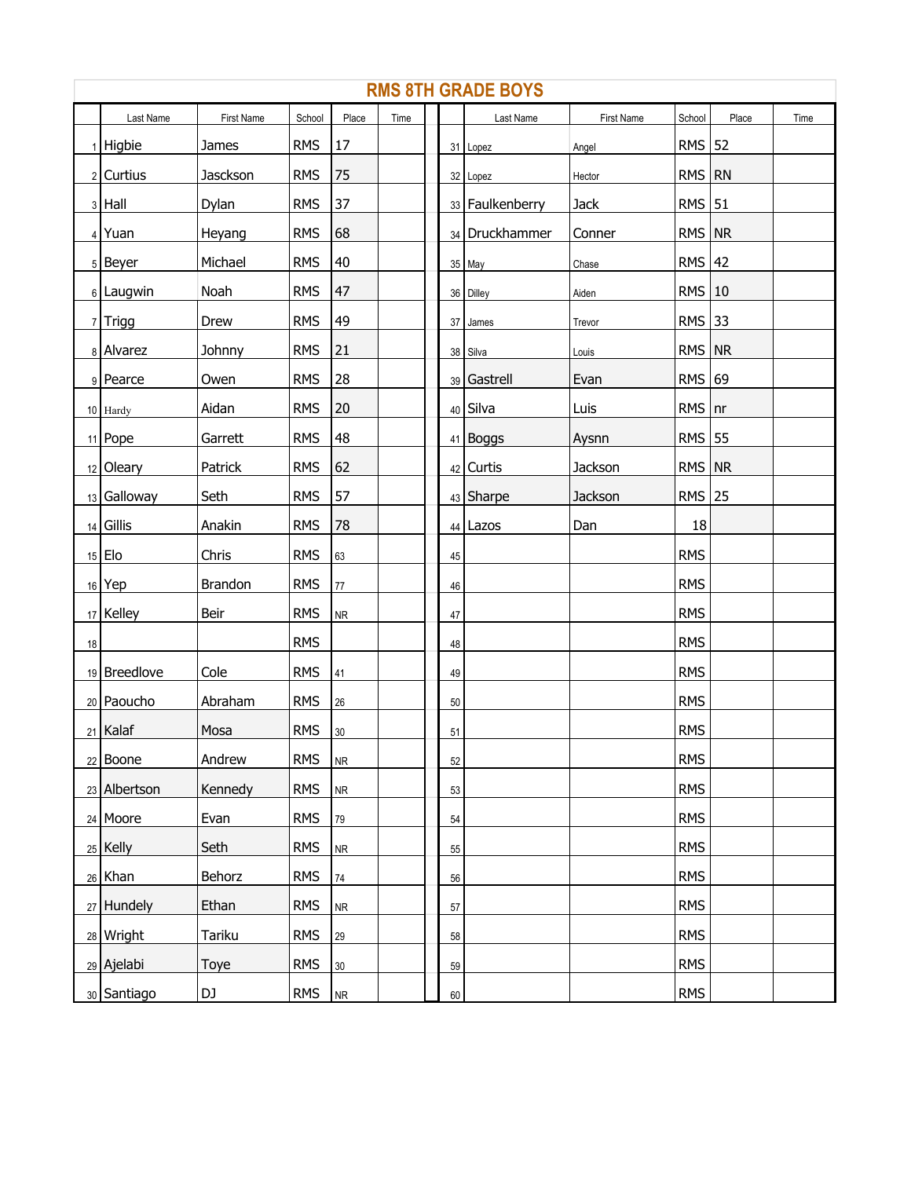# RMS 8TH GRADE BOYS

| | Last Name | First Name | School | Place | Time | | Last Name | First Name | School | Place | Time |
|---|---|---|---|---|---|---|---|---|---|---|---|
| 1 | Higbie | James | RMS | 17 | | 31 | Lopez | Angel | RMS | 52 | |
| 2 | Curtius | Jasckson | RMS | 75 | | 32 | Lopez | Hector | RMS | RN | |
| 3 | Hall | Dylan | RMS | 37 | | 33 | Faulkenberry | Jack | RMS | 51 | |
| 4 | Yuan | Heyang | RMS | 68 | | 34 | Druckhammer | Conner | RMS | NR | |
| 5 | Beyer | Michael | RMS | 40 | | 35 | May | Chase | RMS | 42 | |
| 6 | Laugwin | Noah | RMS | 47 | | 36 | Dilley | Aiden | RMS | 10 | |
| 7 | Trigg | Drew | RMS | 49 | | 37 | James | Trevor | RMS | 33 | |
| 8 | Alvarez | Johnny | RMS | 21 | | 38 | Silva | Louis | RMS | NR | |
| 9 | Pearce | Owen | RMS | 28 | | 39 | Gastrell | Evan | RMS | 69 | |
| 10 | Hardy | Aidan | RMS | 20 | | 40 | Silva | Luis | RMS | nr | |
| 11 | Pope | Garrett | RMS | 48 | | 41 | Boggs | Aysnn | RMS | 55 | |
| 12 | Oleary | Patrick | RMS | 62 | | 42 | Curtis | Jackson | RMS | NR | |
| 13 | Galloway | Seth | RMS | 57 | | 43 | Sharpe | Jackson | RMS | 25 | |
| 14 | Gillis | Anakin | RMS | 78 | | 44 | Lazos | Dan | 18 | | |
| 15 | Elo | Chris | RMS | 63 | | 45 | | | RMS | | |
| 16 | Yep | Brandon | RMS | 77 | | 46 | | | RMS | | |
| 17 | Kelley | Beir | RMS | NR | | 47 | | | RMS | | |
| 18 | | | RMS | | | 48 | | | RMS | | |
| 19 | Breedlove | Cole | RMS | 41 | | 49 | | | RMS | | |
| 20 | Paoucho | Abraham | RMS | 26 | | 50 | | | RMS | | |
| 21 | Kalaf | Mosa | RMS | 30 | | 51 | | | RMS | | |
| 22 | Boone | Andrew | RMS | NR | | 52 | | | RMS | | |
| 23 | Albertson | Kennedy | RMS | NR | | 53 | | | RMS | | |
| 24 | Moore | Evan | RMS | 79 | | 54 | | | RMS | | |
| 25 | Kelly | Seth | RMS | NR | | 55 | | | RMS | | |
| 26 | Khan | Behorz | RMS | 74 | | 56 | | | RMS | | |
| 27 | Hundely | Ethan | RMS | NR | | 57 | | | RMS | | |
| 28 | Wright | Tariku | RMS | 29 | | 58 | | | RMS | | |
| 29 | Ajelabi | Toye | RMS | 30 | | 59 | | | RMS | | |
| 30 | Santiago | DJ | RMS | NR | | 60 | | | RMS | | |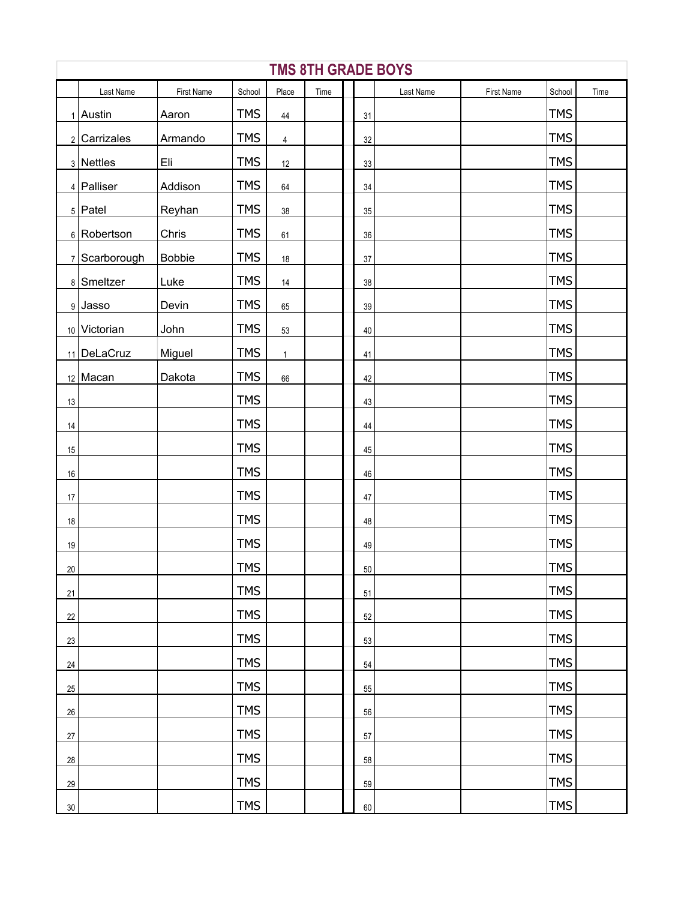# TMS 8TH GRADE BOYS

| | Last Name | First Name | School | Place | Time | | Last Name | First Name | School | Time |
|---|---|---|---|---|---|---|---|---|---|---|
| 1 | Austin | Aaron | TMS | 44 | | 31 | | | TMS | |
| 2 | Carrizales | Armando | TMS | 4 | | 32 | | | TMS | |
| 3 | Nettles | Eli | TMS | 12 | | 33 | | | TMS | |
| 4 | Palliser | Addison | TMS | 64 | | 34 | | | TMS | |
| 5 | Patel | Reyhan | TMS | 38 | | 35 | | | TMS | |
| 6 | Robertson | Chris | TMS | 61 | | 36 | | | TMS | |
| 7 | Scarborough | Bobbie | TMS | 18 | | 37 | | | TMS | |
| 8 | Smeltzer | Luke | TMS | 14 | | 38 | | | TMS | |
| 9 | Jasso | Devin | TMS | 65 | | 39 | | | TMS | |
| 10 | Victorian | John | TMS | 53 | | 40 | | | TMS | |
| 11 | DeLaCruz | Miguel | TMS | 1 | | 41 | | | TMS | |
| 12 | Macan | Dakota | TMS | 66 | | 42 | | | TMS | |
| 13 | | | TMS | | | 43 | | | TMS | |
| 14 | | | TMS | | | 44 | | | TMS | |
| 15 | | | TMS | | | 45 | | | TMS | |
| 16 | | | TMS | | | 46 | | | TMS | |
| 17 | | | TMS | | | 47 | | | TMS | |
| 18 | | | TMS | | | 48 | | | TMS | |
| 19 | | | TMS | | | 49 | | | TMS | |
| 20 | | | TMS | | | 50 | | | TMS | |
| 21 | | | TMS | | | 51 | | | TMS | |
| 22 | | | TMS | | | 52 | | | TMS | |
| 23 | | | TMS | | | 53 | | | TMS | |
| 24 | | | TMS | | | 54 | | | TMS | |
| 25 | | | TMS | | | 55 | | | TMS | |
| 26 | | | TMS | | | 56 | | | TMS | |
| 27 | | | TMS | | | 57 | | | TMS | |
| 28 | | | TMS | | | 58 | | | TMS | |
| 29 | | | TMS | | | 59 | | | TMS | |
| 30 | | | TMS | | | 60 | | | TMS | |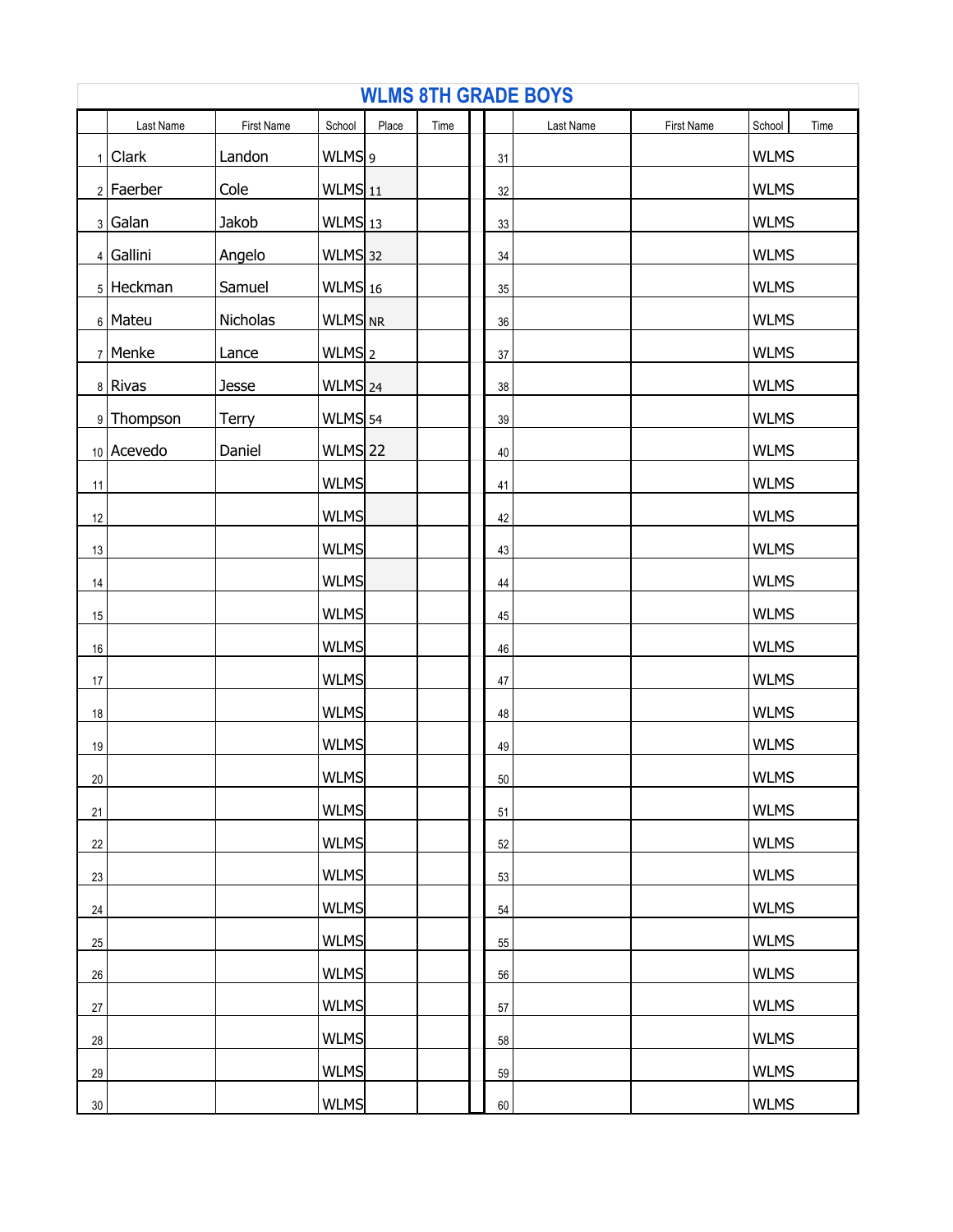# WLMS 8TH GRADE BOYS

| | Last Name | First Name | School | Place | Time | | Last Name | First Name | School | Time |
|---|---|---|---|---|---|---|---|---|---|---|
| 1 | Clark | Landon | WLMS | 9 | | 31 | | | WLMS | |
| 2 | Faerber | Cole | WLMS | 11 | | 32 | | | WLMS | |
| 3 | Galan | Jakob | WLMS | 13 | | 33 | | | WLMS | |
| 4 | Gallini | Angelo | WLMS | 32 | | 34 | | | WLMS | |
| 5 | Heckman | Samuel | WLMS | 16 | | 35 | | | WLMS | |
| 6 | Mateu | Nicholas | WLMS | NR | | 36 | | | WLMS | |
| 7 | Menke | Lance | WLMS | 2 | | 37 | | | WLMS | |
| 8 | Rivas | Jesse | WLMS | 24 | | 38 | | | WLMS | |
| 9 | Thompson | Terry | WLMS | 54 | | 39 | | | WLMS | |
| 10 | Acevedo | Daniel | WLMS | 22 | | 40 | | | WLMS | |
| 11 | | | WLMS | | | 41 | | | WLMS | |
| 12 | | | WLMS | | | 42 | | | WLMS | |
| 13 | | | WLMS | | | 43 | | | WLMS | |
| 14 | | | WLMS | | | 44 | | | WLMS | |
| 15 | | | WLMS | | | 45 | | | WLMS | |
| 16 | | | WLMS | | | 46 | | | WLMS | |
| 17 | | | WLMS | | | 47 | | | WLMS | |
| 18 | | | WLMS | | | 48 | | | WLMS | |
| 19 | | | WLMS | | | 49 | | | WLMS | |
| 20 | | | WLMS | | | 50 | | | WLMS | |
| 21 | | | WLMS | | | 51 | | | WLMS | |
| 22 | | | WLMS | | | 52 | | | WLMS | |
| 23 | | | WLMS | | | 53 | | | WLMS | |
| 24 | | | WLMS | | | 54 | | | WLMS | |
| 25 | | | WLMS | | | 55 | | | WLMS | |
| 26 | | | WLMS | | | 56 | | | WLMS | |
| 27 | | | WLMS | | | 57 | | | WLMS | |
| 28 | | | WLMS | | | 58 | | | WLMS | |
| 29 | | | WLMS | | | 59 | | | WLMS | |
| 30 | | | WLMS | | | 60 | | | WLMS | |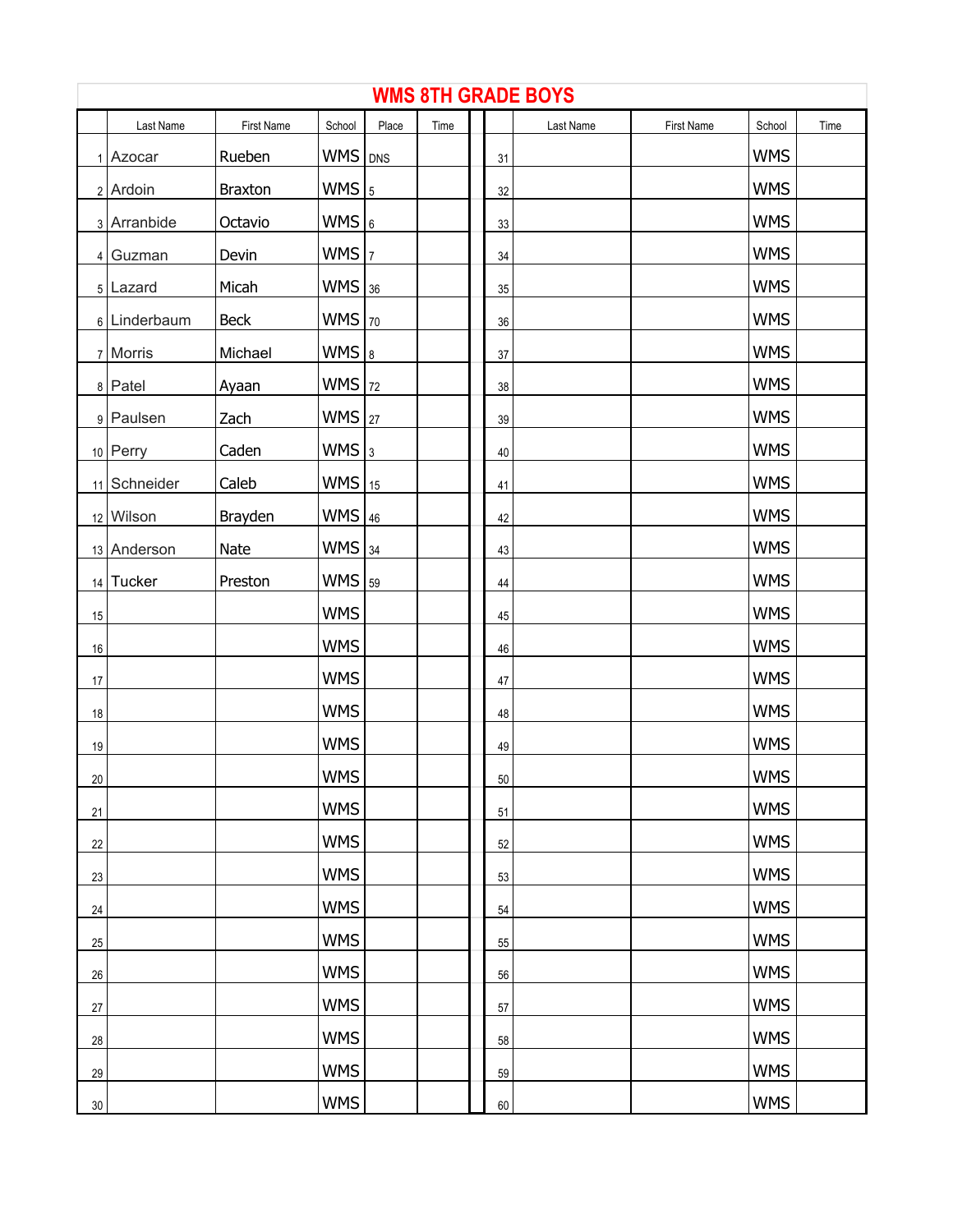# WMS 8TH GRADE BOYS

| | Last Name | First Name | School | Place | Time | | Last Name | First Name | School | Time |
|---|---|---|---|---|---|---|---|---|---|---|
| 1 | Azocar | Rueben | WMS | DNS | | 31 | | | WMS | |
| 2 | Ardoin | Braxton | WMS | 5 | | 32 | | | WMS | |
| 3 | Arranbide | Octavio | WMS | 6 | | 33 | | | WMS | |
| 4 | Guzman | Devin | WMS | 7 | | 34 | | | WMS | |
| 5 | Lazard | Micah | WMS | 36 | | 35 | | | WMS | |
| 6 | Linderbaum | Beck | WMS | 70 | | 36 | | | WMS | |
| 7 | Morris | Michael | WMS | 8 | | 37 | | | WMS | |
| 8 | Patel | Ayaan | WMS | 72 | | 38 | | | WMS | |
| 9 | Paulsen | Zach | WMS | 27 | | 39 | | | WMS | |
| 10 | Perry | Caden | WMS | 3 | | 40 | | | WMS | |
| 11 | Schneider | Caleb | WMS | 15 | | 41 | | | WMS | |
| 12 | Wilson | Brayden | WMS | 46 | | 42 | | | WMS | |
| 13 | Anderson | Nate | WMS | 34 | | 43 | | | WMS | |
| 14 | Tucker | Preston | WMS | 59 | | 44 | | | WMS | |
| 15 | | | WMS | | | 45 | | | WMS | |
| 16 | | | WMS | | | 46 | | | WMS | |
| 17 | | | WMS | | | 47 | | | WMS | |
| 18 | | | WMS | | | 48 | | | WMS | |
| 19 | | | WMS | | | 49 | | | WMS | |
| 20 | | | WMS | | | 50 | | | WMS | |
| 21 | | | WMS | | | 51 | | | WMS | |
| 22 | | | WMS | | | 52 | | | WMS | |
| 23 | | | WMS | | | 53 | | | WMS | |
| 24 | | | WMS | | | 54 | | | WMS | |
| 25 | | | WMS | | | 55 | | | WMS | |
| 26 | | | WMS | | | 56 | | | WMS | |
| 27 | | | WMS | | | 57 | | | WMS | |
| 28 | | | WMS | | | 58 | | | WMS | |
| 29 | | | WMS | | | 59 | | | WMS | |
| 30 | | | WMS | | | 60 | | | WMS | |